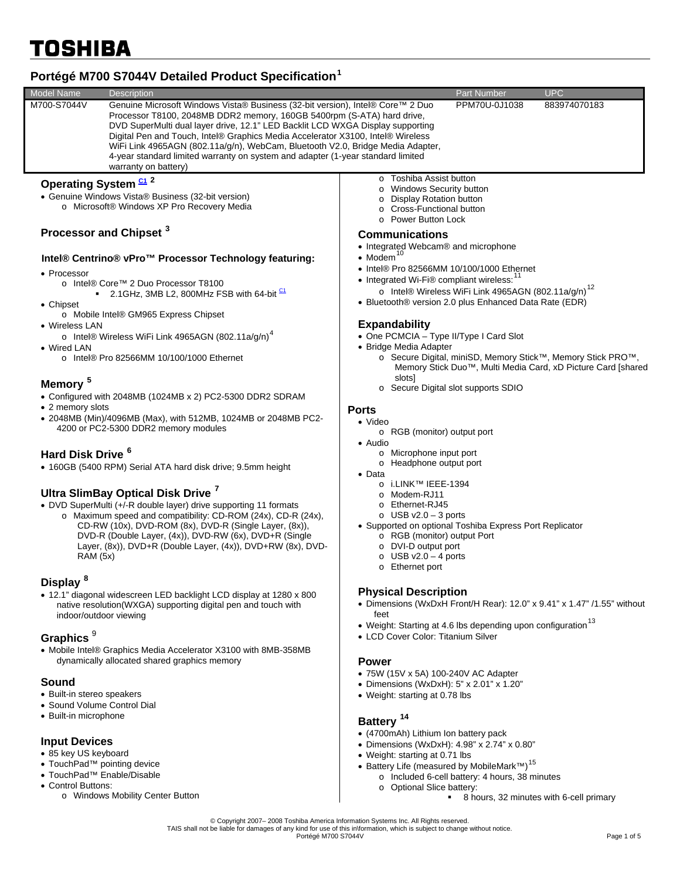TOSHIBA

# Portégé M700 S7044V Detailed Product Specification[1]

| Model Name | Description | Part Number | UPC |
|---|---|---|---|
| M700-S7044V | Genuine Microsoft Windows Vista® Business (32-bit version), Intel® Core™ 2 Duo Processor T8100, 2048MB DDR2 memory, 160GB 5400rpm (S-ATA) hard drive, DVD SuperMulti dual layer drive, 12.1" LED Backlit LCD WXGA Display supporting Digital Pen and Touch, Intel® Graphics Media Accelerator X3100, Intel® Wireless WiFi Link 4965AGN (802.11a/g/n), WebCam, Bluetooth V2.0, Bridge Media Adapter, 4-year standard limited warranty on system and adapter (1-year standard limited warranty on battery) | PPM70U-0J1038 | 883974070183 |

## Operating System [C1] [2]

- Genuine Windows Vista® Business (32-bit version)
  - Microsoft® Windows XP Pro Recovery Media

## Processor and Chipset [3]

### Intel® Centrino® vPro™ Processor Technology featuring:

- Processor
  - Intel® Core™ 2 Duo Processor T8100
    - 2.1GHz, 3MB L2, 800MHz FSB with 64-bit [C1]
- Chipset
  - Mobile Intel® GM965 Express Chipset
- Wireless LAN
  - Intel® Wireless WiFi Link 4965AGN (802.11a/g/n)[4]
- Wired LAN
  - Intel® Pro 82566MM 10/100/1000 Ethernet

## Memory [5]

- Configured with 2048MB (1024MB x 2) PC2-5300 DDR2 SDRAM
- 2 memory slots
- 2048MB (Min)/4096MB (Max), with 512MB, 1024MB or 2048MB PC2-4200 or PC2-5300 DDR2 memory modules

## Hard Disk Drive [6]

- 160GB (5400 RPM) Serial ATA hard disk drive; 9.5mm height

## Ultra SlimBay Optical Disk Drive [7]

- DVD SuperMulti (+/-R double layer) drive supporting 11 formats
  - Maximum speed and compatibility: CD-ROM (24x), CD-R (24x), CD-RW (10x), DVD-ROM (8x), DVD-R (Single Layer, (8x)), DVD-R (Double Layer, (4x)), DVD-RW (6x), DVD+R (Single Layer, (8x)), DVD+R (Double Layer, (4x)), DVD+RW (8x), DVD-RAM (5x)

## Display [8]

- 12.1" diagonal widescreen LED backlight LCD display at 1280 x 800 native resolution(WXGA) supporting digital pen and touch with indoor/outdoor viewing

## Graphics [9]

- Mobile Intel® Graphics Media Accelerator X3100 with 8MB-358MB dynamically allocated shared graphics memory

## Sound

- Built-in stereo speakers
- Sound Volume Control Dial
- Built-in microphone

## Input Devices

- 85 key US keyboard
- TouchPad™ pointing device
- TouchPad™ Enable/Disable
- Control Buttons:
  - Windows Mobility Center Button
  - Toshiba Assist button
  - Windows Security button
  - Display Rotation button
  - Cross-Functional button
  - Power Button Lock

## Communications

- Integrated Webcam® and microphone
- Modem[10]
- Intel® Pro 82566MM 10/100/1000 Ethernet
- Integrated Wi-Fi® compliant wireless:[11]
  - Intel® Wireless WiFi Link 4965AGN (802.11a/g/n)[12]
- Bluetooth® version 2.0 plus Enhanced Data Rate (EDR)

## Expandability

- One PCMCIA – Type II/Type I Card Slot
- Bridge Media Adapter
  - Secure Digital, miniSD, Memory Stick™, Memory Stick PRO™, Memory Stick Duo™, Multi Media Card, xD Picture Card [shared slots]
  - Secure Digital slot supports SDIO

## Ports

- Video
  - RGB (monitor) output port
- Audio
  - Microphone input port
  - Headphone output port
- Data
  - i.LINK™ IEEE-1394
  - Modem-RJ11
  - Ethernet-RJ45
  - USB v2.0 – 3 ports
- Supported on optional Toshiba Express Port Replicator
  - RGB (monitor) output Port
  - DVI-D output port
  - USB v2.0 – 4 ports
  - Ethernet port

## Physical Description

- Dimensions (WxDxH Front/H Rear): 12.0" x 9.41" x 1.47" /1.55" without feet
- Weight: Starting at 4.6 lbs depending upon configuration[13]
- LCD Cover Color: Titanium Silver

## Power

- 75W (15V x 5A) 100-240V AC Adapter
- Dimensions (WxDxH): 5" x 2.01" x 1.20"
- Weight: starting at 0.78 lbs

## Battery [14]

- (4700mAh) Lithium Ion battery pack
- Dimensions (WxDxH): 4.98" x 2.74" x 0.80"
- Weight: starting at 0.71 lbs
- Battery Life (measured by MobileMark™)[15]
  - Included 6-cell battery: 4 hours, 38 minutes
  - Optional Slice battery:
    - 8 hours, 32 minutes with 6-cell primary

© Copyright 2007– 2008 Toshiba America Information Systems Inc. All Rights reserved.
TAIS shall not be liable for damages of any kind for use of this in\formation, which is subject to change without notice.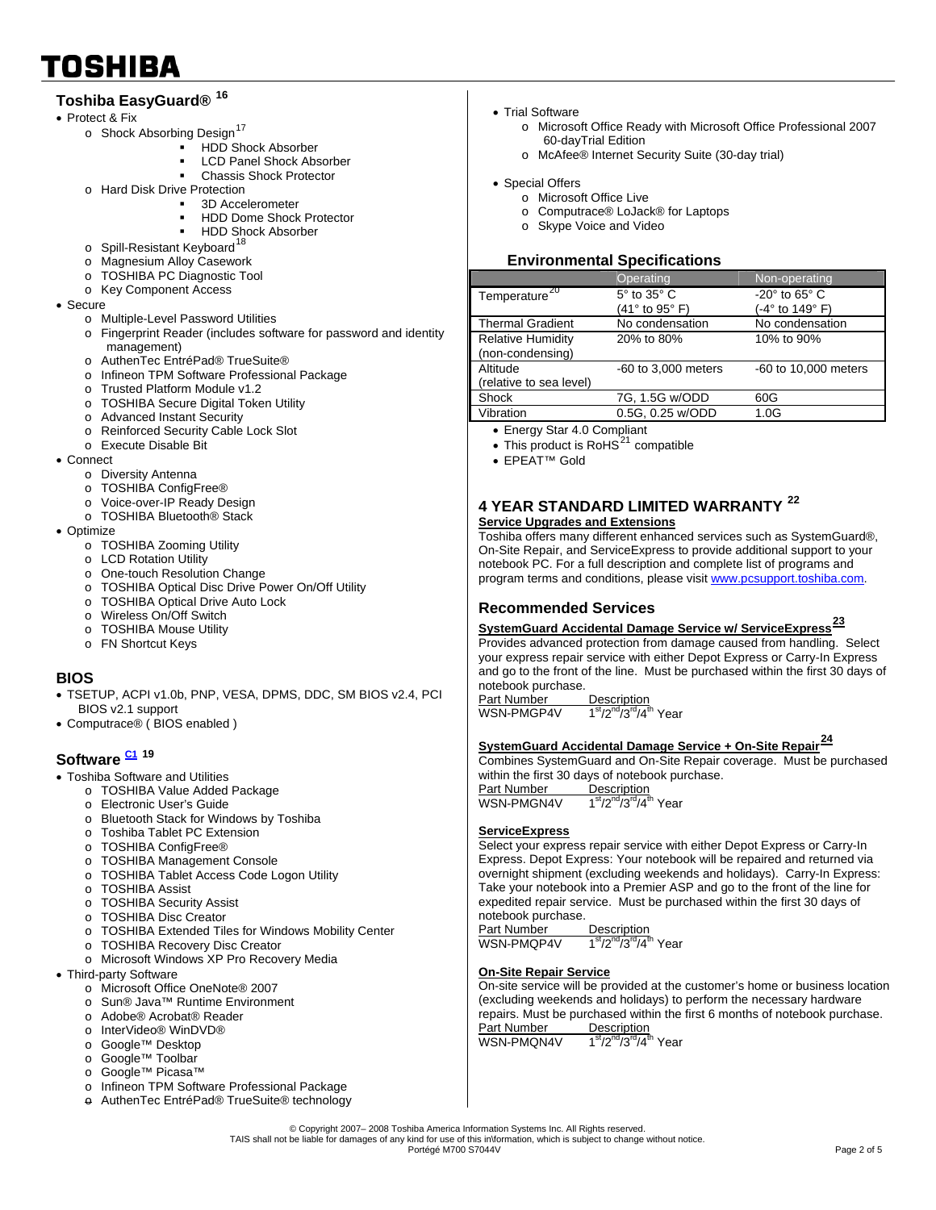## Toshiba EasyGuard® [16]

- Protect & Fix
  - Shock Absorbing Design[17]
    - HDD Shock Absorber
    - LCD Panel Shock Absorber
    - Chassis Shock Protector
  - Hard Disk Drive Protection
    - 3D Accelerometer
    - HDD Dome Shock Protector
    - HDD Shock Absorber
  - Spill-Resistant Keyboard[18]
  - Magnesium Alloy Casework
  - TOSHIBA PC Diagnostic Tool
  - Key Component Access
- Secure
  - Multiple-Level Password Utilities
  - Fingerprint Reader (includes software for password and identity management)
  - AuthenTec EntréPad® TrueSuite®
  - Infineon TPM Software Professional Package
  - Trusted Platform Module v1.2
  - TOSHIBA Secure Digital Token Utility
  - Advanced Instant Security
  - Reinforced Security Cable Lock Slot
  - Execute Disable Bit
- Connect
  - Diversity Antenna
  - TOSHIBA ConfigFree®
  - Voice-over-IP Ready Design
  - TOSHIBA Bluetooth® Stack
- Optimize
  - TOSHIBA Zooming Utility
  - LCD Rotation Utility
  - One-touch Resolution Change
  - TOSHIBA Optical Disc Drive Power On/Off Utility
  - TOSHIBA Optical Drive Auto Lock
  - Wireless On/Off Switch
  - TOSHIBA Mouse Utility
  - FN Shortcut Keys

## BIOS

- TSETUP, ACPI v1.0b, PNP, VESA, DPMS, DDC, SM BIOS v2.4, PCI BIOS v2.1 support
- Computrace® ( BIOS enabled )

## Software C1 [19]

- Toshiba Software and Utilities
  - TOSHIBA Value Added Package
  - Electronic User's Guide
  - Bluetooth Stack for Windows by Toshiba
  - Toshiba Tablet PC Extension
  - TOSHIBA ConfigFree®
  - TOSHIBA Management Console
  - TOSHIBA Tablet Access Code Logon Utility
  - TOSHIBA Assist
  - TOSHIBA Security Assist
  - TOSHIBA Disc Creator
  - TOSHIBA Extended Tiles for Windows Mobility Center
  - TOSHIBA Recovery Disc Creator
  - Microsoft Windows XP Pro Recovery Media
- Third-party Software
  - Microsoft Office OneNote® 2007
  - Sun® Java™ Runtime Environment
  - Adobe® Acrobat® Reader
  - InterVideo® WinDVD®
  - Google™ Desktop
  - Google™ Toolbar
  - Google™ Picasa™
  - Infineon TPM Software Professional Package
  - AuthenTec EntréPad® TrueSuite® technology
- Trial Software
  - Microsoft Office Ready with Microsoft Office Professional 2007 60-dayTrial Edition
  - McAfee® Internet Security Suite (30-day trial)
- Special Offers
  - Microsoft Office Live
  - Computrace® LoJack® for Laptops
  - Skype Voice and Video

## Environmental Specifications

| | Operating | Non-operating |
|---|---|---|
| Temperature[20] | 5° to 35° C (41° to 95° F) | -20° to 65° C (-4° to 149° F) |
| Thermal Gradient | No condensation | No condensation |
| Relative Humidity (non-condensing) | 20% to 80% | 10% to 90% |
| Altitude (relative to sea level) | -60 to 3,000 meters | -60 to 10,000 meters |
| Shock | 7G, 1.5G w/ODD | 60G |
| Vibration | 0.5G, 0.25 w/ODD | 1.0G |

- Energy Star 4.0 Compliant
- This product is RoHS[21] compatible
- EPEAT™ Gold

## 4 YEAR STANDARD LIMITED WARRANTY [22]

**Service Upgrades and Extensions**

Toshiba offers many different enhanced services such as SystemGuard®, On-Site Repair, and ServiceExpress to provide additional support to your notebook PC. For a full description and complete list of programs and program terms and conditions, please visit www.pcsupport.toshiba.com.

## Recommended Services

**SystemGuard Accidental Damage Service w/ ServiceExpress[23]**

Provides advanced protection from damage caused from handling. Select your express repair service with either Depot Express or Carry-In Express and go to the front of the line. Must be purchased within the first 30 days of notebook purchase.

| Part Number | Description |
|---|---|
| WSN-PMGP4V | 1st/2nd/3rd/4th Year |

**SystemGuard Accidental Damage Service + On-Site Repair[24]**

Combines SystemGuard and On-Site Repair coverage. Must be purchased within the first 30 days of notebook purchase.

| Part Number | Description |
|---|---|
| WSN-PMGN4V | 1st/2nd/3rd/4th Year |

**ServiceExpress**

Select your express repair service with either Depot Express or Carry-In Express. Depot Express: Your notebook will be repaired and returned via overnight shipment (excluding weekends and holidays). Carry-In Express: Take your notebook into a Premier ASP and go to the front of the line for expedited repair service. Must be purchased within the first 30 days of notebook purchase.

| Part Number | Description |
|---|---|
| WSN-PMQP4V | 1st/2nd/3rd/4th Year |

**On-Site Repair Service**

On-site service will be provided at the customer's home or business location (excluding weekends and holidays) to perform the necessary hardware repairs. Must be purchased within the first 6 months of notebook purchase.

| Part Number | Description |
|---|---|
| WSN-PMQN4V | 1st/2nd/3rd/4th Year |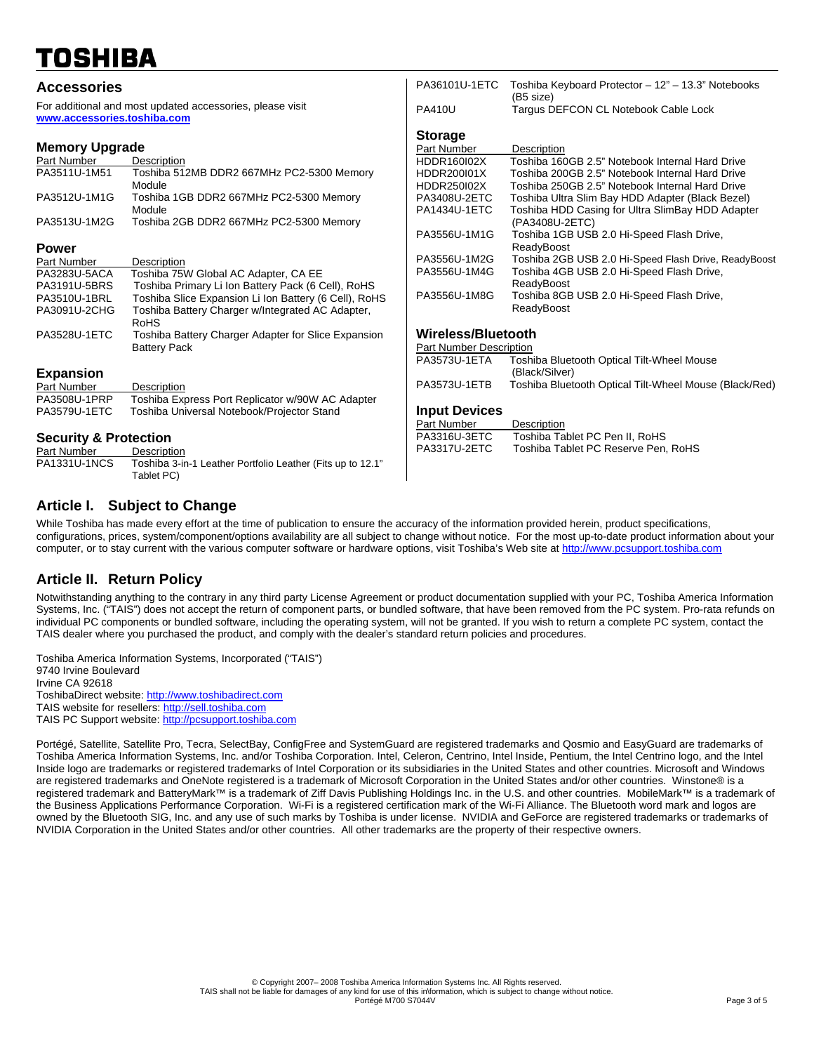## Accessories

For additional and most updated accessories, please visit **www.accessories.toshiba.com**

### Memory Upgrade

| Part Number | Description |
| --- | --- |
| PA3511U-1M51 | Toshiba 512MB DDR2 667MHz PC2-5300 Memory Module |
| PA3512U-1M1G | Toshiba 1GB DDR2 667MHz PC2-5300 Memory Module |
| PA3513U-1M2G | Toshiba 2GB DDR2 667MHz PC2-5300 Memory |

### Power

| Part Number | Description |
| --- | --- |
| PA3283U-5ACA | Toshiba 75W Global AC Adapter, CA EE |
| PA3191U-5BRS | Toshiba Primary Li Ion Battery Pack (6 Cell), RoHS |
| PA3510U-1BRL | Toshiba Slice Expansion Li Ion Battery (6 Cell), RoHS |
| PA3091U-2CHG | Toshiba Battery Charger w/Integrated AC Adapter, RoHS |
| PA3528U-1ETC | Toshiba Battery Charger Adapter for Slice Expansion Battery Pack |

### Expansion

| Part Number | Description |
| --- | --- |
| PA3508U-1PRP | Toshiba Express Port Replicator w/90W AC Adapter |
| PA3579U-1ETC | Toshiba Universal Notebook/Projector Stand |

### Security & Protection

| Part Number | Description |
| --- | --- |
| PA1331U-1NCS | Toshiba 3-in-1 Leather Portfolio Leather (Fits up to 12.1" Tablet PC) |
| PA36101U-1ETC | Toshiba Keyboard Protector – 12" – 13.3" Notebooks (B5 size) |
| PA410U | Targus DEFCON CL Notebook Cable Lock |

### Storage

| Part Number | Description |
| --- | --- |
| HDDR160I02X | Toshiba 160GB 2.5" Notebook Internal Hard Drive |
| HDDR200I01X | Toshiba 200GB 2.5" Notebook Internal Hard Drive |
| HDDR250I02X | Toshiba 250GB 2.5" Notebook Internal Hard Drive |
| PA3408U-2ETC | Toshiba Ultra Slim Bay HDD Adapter (Black Bezel) |
| PA1434U-1ETC | Toshiba HDD Casing for Ultra SlimBay HDD Adapter (PA3408U-2ETC) |
| PA3556U-1M1G | Toshiba 1GB USB 2.0 Hi-Speed Flash Drive, ReadyBoost |
| PA3556U-1M2G | Toshiba 2GB USB 2.0 Hi-Speed Flash Drive, ReadyBoost |
| PA3556U-1M4G | Toshiba 4GB USB 2.0 Hi-Speed Flash Drive, ReadyBoost |
| PA3556U-1M8G | Toshiba 8GB USB 2.0 Hi-Speed Flash Drive, ReadyBoost |

### Wireless/Bluetooth

| Part Number | Description |
| --- | --- |
| PA3573U-1ETA | Toshiba Bluetooth Optical Tilt-Wheel Mouse (Black/Silver) |
| PA3573U-1ETB | Toshiba Bluetooth Optical Tilt-Wheel Mouse (Black/Red) |

### Input Devices

| Part Number | Description |
| --- | --- |
| PA3316U-3ETC | Toshiba Tablet PC Pen II, RoHS |
| PA3317U-2ETC | Toshiba Tablet PC Reserve Pen, RoHS |

## Article I. Subject to Change

While Toshiba has made every effort at the time of publication to ensure the accuracy of the information provided herein, product specifications, configurations, prices, system/component/options availability are all subject to change without notice. For the most up-to-date product information about your computer, or to stay current with the various computer software or hardware options, visit Toshiba's Web site at http://www.pcsupport.toshiba.com

## Article II. Return Policy

Notwithstanding anything to the contrary in any third party License Agreement or product documentation supplied with your PC, Toshiba America Information Systems, Inc. ("TAIS") does not accept the return of component parts, or bundled software, that have been removed from the PC system. Pro-rata refunds on individual PC components or bundled software, including the operating system, will not be granted. If you wish to return a complete PC system, contact the TAIS dealer where you purchased the product, and comply with the dealer's standard return policies and procedures.

Toshiba America Information Systems, Incorporated ("TAIS")
9740 Irvine Boulevard
Irvine CA 92618
ToshibaDirect website: http://www.toshibadirect.com
TAIS website for resellers: http://sell.toshiba.com
TAIS PC Support website: http://pcsupport.toshiba.com

Portégé, Satellite, Satellite Pro, Tecra, SelectBay, ConfigFree and SystemGuard are registered trademarks and Qosmio and EasyGuard are trademarks of Toshiba America Information Systems, Inc. and/or Toshiba Corporation. Intel, Celeron, Centrino, Intel Inside, Pentium, the Intel Centrino logo, and the Intel Inside logo are trademarks or registered trademarks of Intel Corporation or its subsidiaries in the United States and other countries. Microsoft and Windows are registered trademarks and OneNote registered is a trademark of Microsoft Corporation in the United States and/or other countries. Winstone® is a registered trademark and BatteryMark™ is a trademark of Ziff Davis Publishing Holdings Inc. in the U.S. and other countries. MobileMark™ is a trademark of the Business Applications Performance Corporation. Wi-Fi is a registered certification mark of the Wi-Fi Alliance. The Bluetooth word mark and logos are owned by the Bluetooth SIG, Inc. and any use of such marks by Toshiba is under license. NVIDIA and GeForce are registered trademarks or trademarks of NVIDIA Corporation in the United States and/or other countries. All other trademarks are the property of their respective owners.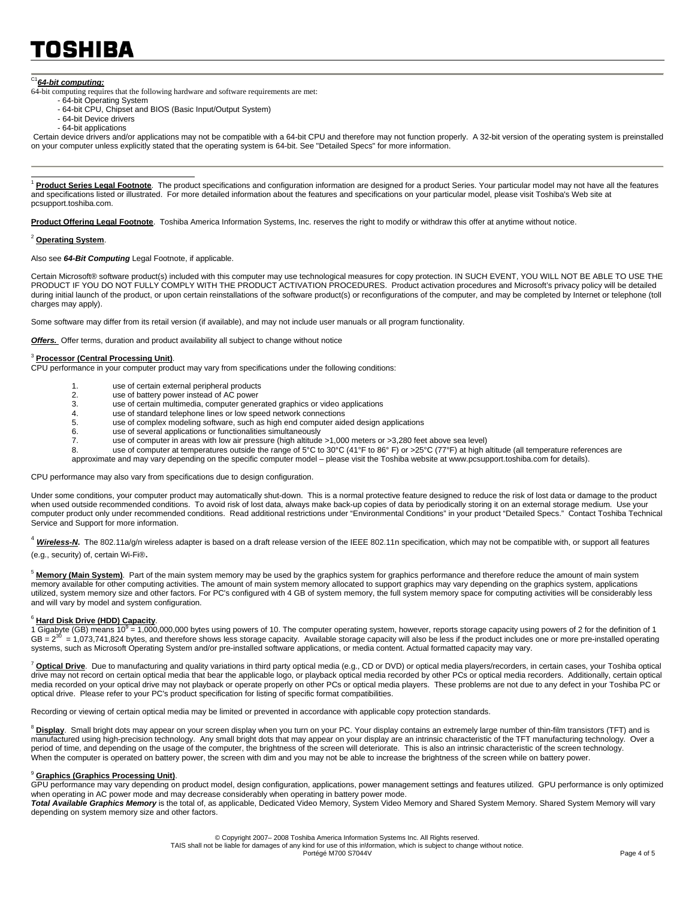**TOSHIBA**

[C1] ***64-bit computing:***

64-bit computing requires that the following hardware and software requirements are met:

- 64-bit Operating System
- 64-bit CPU, Chipset and BIOS (Basic Input/Output System)
- 64-bit Device drivers
- 64-bit applications

Certain device drivers and/or applications may not be compatible with a 64-bit CPU and therefore may not function properly. A 32-bit version of the operating system is preinstalled on your computer unless explicitly stated that the operating system is 64-bit. See "Detailed Specs" for more information.

---

[1] **Product Series Legal Footnote**. The product specifications and configuration information are designed for a product Series. Your particular model may not have all the features and specifications listed or illustrated. For more detailed information about the features and specifications on your particular model, please visit Toshiba's Web site at pcsupport.toshiba.com.

**Product Offering Legal Footnote**. Toshiba America Information Systems, Inc. reserves the right to modify or withdraw this offer at anytime without notice.

[2] **Operating System**.

Also see ***64-Bit Computing*** Legal Footnote, if applicable.

Certain Microsoft® software product(s) included with this computer may use technological measures for copy protection. IN SUCH EVENT, YOU WILL NOT BE ABLE TO USE THE PRODUCT IF YOU DO NOT FULLY COMPLY WITH THE PRODUCT ACTIVATION PROCEDURES. Product activation procedures and Microsoft's privacy policy will be detailed during initial launch of the product, or upon certain reinstallations of the software product(s) or reconfigurations of the computer, and may be completed by Internet or telephone (toll charges may apply).

Some software may differ from its retail version (if available), and may not include user manuals or all program functionality.

***Offers.*** Offer terms, duration and product availability all subject to change without notice

[3] **Processor (Central Processing Unit)**.

CPU performance in your computer product may vary from specifications under the following conditions:

1. use of certain external peripheral products
2. use of battery power instead of AC power
3. use of certain multimedia, computer generated graphics or video applications
4. use of standard telephone lines or low speed network connections
5. use of complex modeling software, such as high end computer aided design applications
6. use of several applications or functionalities simultaneously
7. use of computer in areas with low air pressure (high altitude >1,000 meters or >3,280 feet above sea level)
8. use of computer at temperatures outside the range of 5°C to 30°C (41°F to 86° F) or >25°C (77°F) at high altitude (all temperature references are approximate and may vary depending on the specific computer model – please visit the Toshiba website at www.pcsupport.toshiba.com for details).

CPU performance may also vary from specifications due to design configuration.

Under some conditions, your computer product may automatically shut-down. This is a normal protective feature designed to reduce the risk of lost data or damage to the product when used outside recommended conditions. To avoid risk of lost data, always make back-up copies of data by periodically storing it on an external storage medium. Use your computer product only under recommended conditions. Read additional restrictions under "Environmental Conditions" in your product "Detailed Specs." Contact Toshiba Technical Service and Support for more information.

[4] ***Wireless-N*.** The 802.11a/g/n wireless adapter is based on a draft release version of the IEEE 802.11n specification, which may not be compatible with, or support all features (e.g., security) of, certain Wi-Fi®.

[5] **Memory (Main System)**. Part of the main system memory may be used by the graphics system for graphics performance and therefore reduce the amount of main system memory available for other computing activities. The amount of main system memory allocated to support graphics may vary depending on the graphics system, applications utilized, system memory size and other factors. For PC's configured with 4 GB of system memory, the full system memory space for computing activities will be considerably less and will vary by model and system configuration.

[6] **Hard Disk Drive (HDD) Capacity**.

1 Gigabyte (GB) means $10^9$ = 1,000,000,000 bytes using powers of 10. The computer operating system, however, reports storage capacity using powers of 2 for the definition of 1 GB = $2^{30}$ = 1,073,741,824 bytes, and therefore shows less storage capacity. Available storage capacity will also be less if the product includes one or more pre-installed operating systems, such as Microsoft Operating System and/or pre-installed software applications, or media content. Actual formatted capacity may vary.

[7] **Optical Drive**. Due to manufacturing and quality variations in third party optical media (e.g., CD or DVD) or optical media players/recorders, in certain cases, your Toshiba optical drive may not record on certain optical media that bear the applicable logo, or playback optical media recorded by other PCs or optical media recorders. Additionally, certain optical media recorded on your optical drive may not playback or operate properly on other PCs or optical media players. These problems are not due to any defect in your Toshiba PC or optical drive. Please refer to your PC's product specification for listing of specific format compatibilities.

Recording or viewing of certain optical media may be limited or prevented in accordance with applicable copy protection standards.

[8] **Display**. Small bright dots may appear on your screen display when you turn on your PC. Your display contains an extremely large number of thin-film transistors (TFT) and is manufactured using high-precision technology. Any small bright dots that may appear on your display are an intrinsic characteristic of the TFT manufacturing technology. Over a period of time, and depending on the usage of the computer, the brightness of the screen will deteriorate. This is also an intrinsic characteristic of the screen technology. When the computer is operated on battery power, the screen with dim and you may not be able to increase the brightness of the screen while on battery power.

[9] **Graphics (Graphics Processing Unit)**.

GPU performance may vary depending on product model, design configuration, applications, power management settings and features utilized. GPU performance is only optimized when operating in AC power mode and may decrease considerably when operating in battery power mode.

***Total Available Graphics Memory*** is the total of, as applicable, Dedicated Video Memory, System Video Memory and Shared System Memory. Shared System Memory will vary depending on system memory size and other factors.

© Copyright 2007– 2008 Toshiba America Information Systems Inc. All Rights reserved.
TAIS shall not be liable for damages of any kind for use of this in\formation, which is subject to change without notice.
Portégé M700 S7044V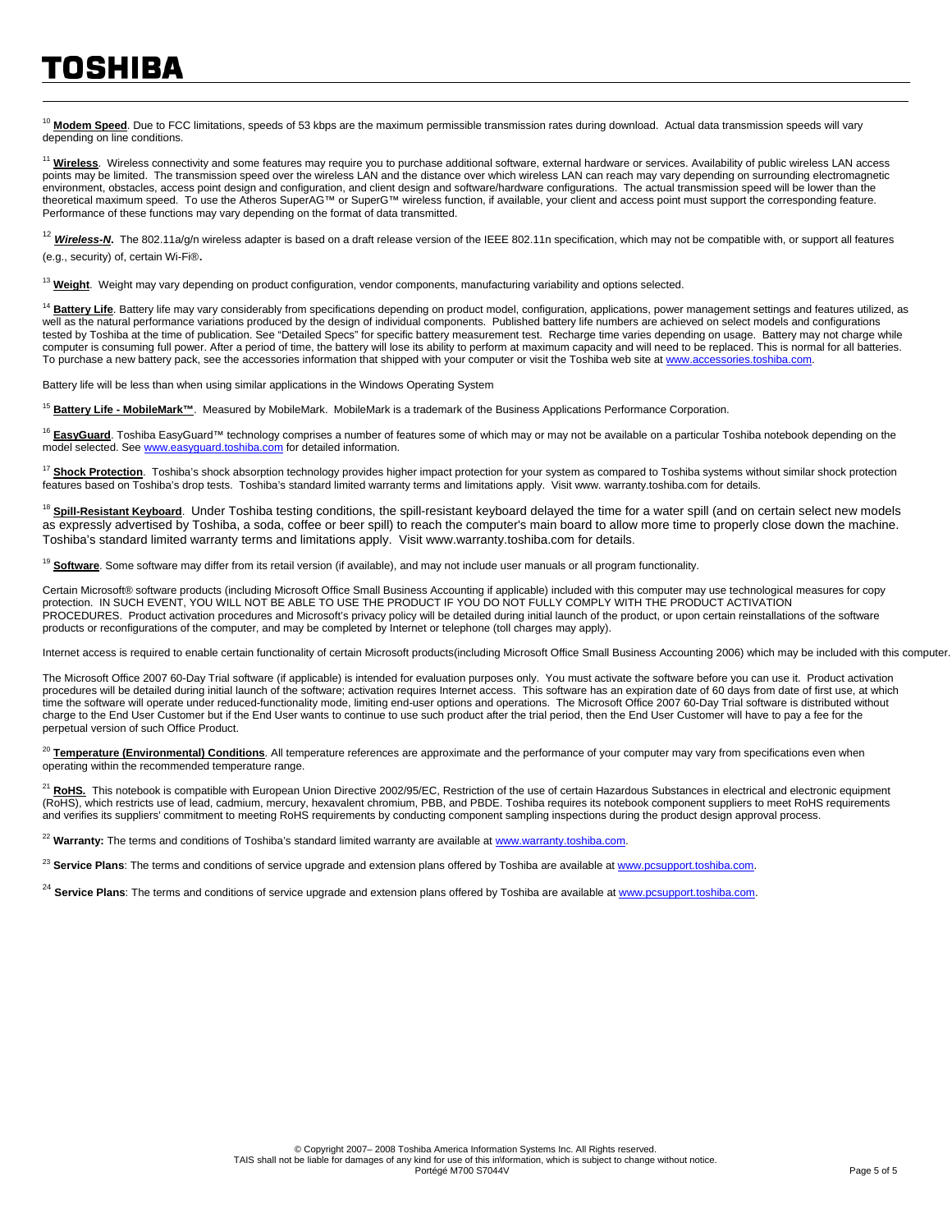[10] **Modem Speed**. Due to FCC limitations, speeds of 53 kbps are the maximum permissible transmission rates during download. Actual data transmission speeds will vary depending on line conditions.

[11] **Wireless**. Wireless connectivity and some features may require you to purchase additional software, external hardware or services. Availability of public wireless LAN access points may be limited. The transmission speed over the wireless LAN and the distance over which wireless LAN can reach may vary depending on surrounding electromagnetic environment, obstacles, access point design and configuration, and client design and software/hardware configurations. The actual transmission speed will be lower than the theoretical maximum speed. To use the Atheros SuperAG™ or SuperG™ wireless function, if available, your client and access point must support the corresponding feature. Performance of these functions may vary depending on the format of data transmitted.

[12] ***Wireless-N***. The 802.11a/g/n wireless adapter is based on a draft release version of the IEEE 802.11n specification, which may not be compatible with, or support all features (e.g., security) of, certain Wi-Fi®.

[13] **Weight**. Weight may vary depending on product configuration, vendor components, manufacturing variability and options selected.

[14] **Battery Life**. Battery life may vary considerably from specifications depending on product model, configuration, applications, power management settings and features utilized, as well as the natural performance variations produced by the design of individual components. Published battery life numbers are achieved on select models and configurations tested by Toshiba at the time of publication. See "Detailed Specs" for specific battery measurement test. Recharge time varies depending on usage. Battery may not charge while computer is consuming full power. After a period of time, the battery will lose its ability to perform at maximum capacity and will need to be replaced. This is normal for all batteries. To purchase a new battery pack, see the accessories information that shipped with your computer or visit the Toshiba web site at www.accessories.toshiba.com.

Battery life will be less than when using similar applications in the Windows Operating System

[15] **Battery Life - MobileMark™**. Measured by MobileMark. MobileMark is a trademark of the Business Applications Performance Corporation.

[16] **EasyGuard**. Toshiba EasyGuard™ technology comprises a number of features some of which may or may not be available on a particular Toshiba notebook depending on the model selected. See www.easyguard.toshiba.com for detailed information.

[17] **Shock Protection**. Toshiba's shock absorption technology provides higher impact protection for your system as compared to Toshiba systems without similar shock protection features based on Toshiba's drop tests. Toshiba's standard limited warranty terms and limitations apply. Visit www. warranty.toshiba.com for details.

[18] **Spill-Resistant Keyboard**. Under Toshiba testing conditions, the spill-resistant keyboard delayed the time for a water spill (and on certain select new models as expressly advertised by Toshiba, a soda, coffee or beer spill) to reach the computer's main board to allow more time to properly close down the machine. Toshiba's standard limited warranty terms and limitations apply. Visit www.warranty.toshiba.com for details.

[19] **Software**. Some software may differ from its retail version (if available), and may not include user manuals or all program functionality.

Certain Microsoft® software products (including Microsoft Office Small Business Accounting if applicable) included with this computer may use technological measures for copy protection. IN SUCH EVENT, YOU WILL NOT BE ABLE TO USE THE PRODUCT IF YOU DO NOT FULLY COMPLY WITH THE PRODUCT ACTIVATION PROCEDURES. Product activation procedures and Microsoft's privacy policy will be detailed during initial launch of the product, or upon certain reinstallations of the software products or reconfigurations of the computer, and may be completed by Internet or telephone (toll charges may apply).

Internet access is required to enable certain functionality of certain Microsoft products(including Microsoft Office Small Business Accounting 2006) which may be included with this computer.

The Microsoft Office 2007 60-Day Trial software (if applicable) is intended for evaluation purposes only. You must activate the software before you can use it. Product activation procedures will be detailed during initial launch of the software; activation requires Internet access. This software has an expiration date of 60 days from date of first use, at which time the software will operate under reduced-functionality mode, limiting end-user options and operations. The Microsoft Office 2007 60-Day Trial software is distributed without charge to the End User Customer but if the End User wants to continue to use such product after the trial period, then the End User Customer will have to pay a fee for the perpetual version of such Office Product.

[20] **Temperature (Environmental) Conditions**. All temperature references are approximate and the performance of your computer may vary from specifications even when operating within the recommended temperature range.

[21] **RoHS.** This notebook is compatible with European Union Directive 2002/95/EC, Restriction of the use of certain Hazardous Substances in electrical and electronic equipment (RoHS), which restricts use of lead, cadmium, mercury, hexavalent chromium, PBB, and PBDE. Toshiba requires its notebook component suppliers to meet RoHS requirements and verifies its suppliers' commitment to meeting RoHS requirements by conducting component sampling inspections during the product design approval process.

[22] **Warranty:** The terms and conditions of Toshiba's standard limited warranty are available at www.warranty.toshiba.com.

[23] **Service Plans**: The terms and conditions of service upgrade and extension plans offered by Toshiba are available at www.pcsupport.toshiba.com.

[24] **Service Plans**: The terms and conditions of service upgrade and extension plans offered by Toshiba are available at www.pcsupport.toshiba.com.

© Copyright 2007– 2008 Toshiba America Information Systems Inc. All Rights reserved.
TAIS shall not be liable for damages of any kind for use of this in\formation, which is subject to change without notice.
Portégé M700 S7044V